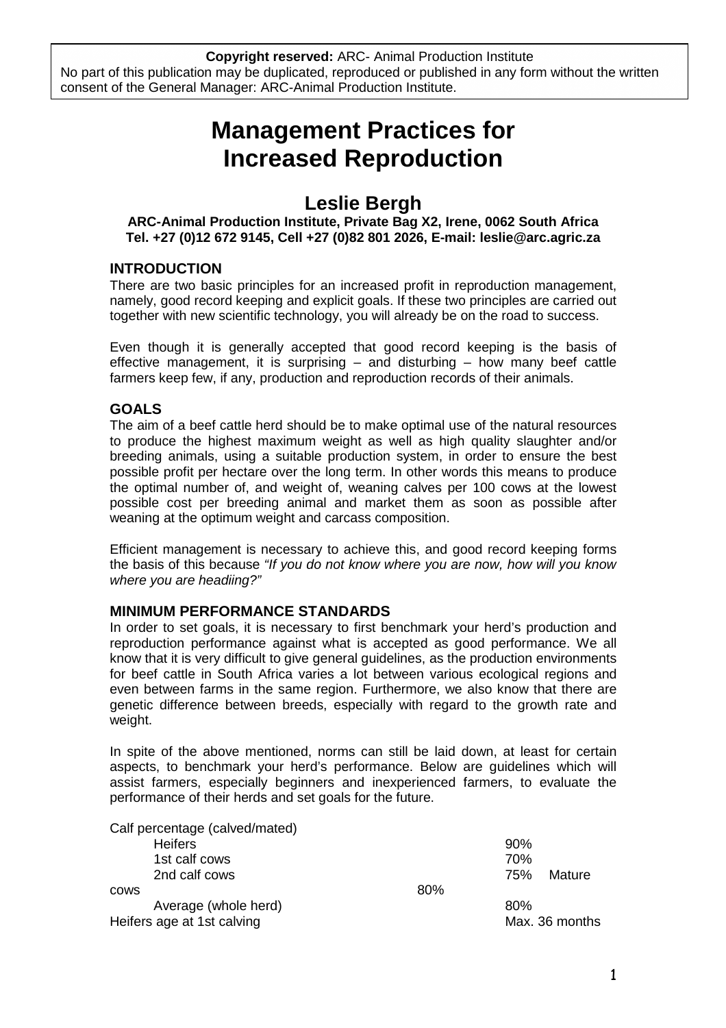**Copyright reserved:** ARC- Animal Production Institute
No part of this publication may be duplicated, reproduced or published in any form without the written consent of the General Manager: ARC-Animal Production Institute.

# Management Practices for Increased Reproduction

## Leslie Bergh

**ARC-Animal Production Institute, Private Bag X2, Irene, 0062 South Africa**
**Tel. +27 (0)12 672 9145, Cell +27 (0)82 801 2026, E-mail: leslie@arc.agric.za**

### INTRODUCTION

There are two basic principles for an increased profit in reproduction management, namely, good record keeping and explicit goals. If these two principles are carried out together with new scientific technology, you will already be on the road to success.

Even though it is generally accepted that good record keeping is the basis of effective management, it is surprising – and disturbing – how many beef cattle farmers keep few, if any, production and reproduction records of their animals.

### GOALS

The aim of a beef cattle herd should be to make optimal use of the natural resources to produce the highest maximum weight as well as high quality slaughter and/or breeding animals, using a suitable production system, in order to ensure the best possible profit per hectare over the long term. In other words this means to produce the optimal number of, and weight of, weaning calves per 100 cows at the lowest possible cost per breeding animal and market them as soon as possible after weaning at the optimum weight and carcass composition.

Efficient management is necessary to achieve this, and good record keeping forms the basis of this because *"If you do not know where you are now, how will you know where you are headiing?"*

### MINIMUM PERFORMANCE STANDARDS

In order to set goals, it is necessary to first benchmark your herd's production and reproduction performance against what is accepted as good performance. We all know that it is very difficult to give general guidelines, as the production environments for beef cattle in South Africa varies a lot between various ecological regions and even between farms in the same region. Furthermore, we also know that there are genetic difference between breeds, especially with regard to the growth rate and weight.

In spite of the above mentioned, norms can still be laid down, at least for certain aspects, to benchmark your herd's performance. Below are guidelines which will assist farmers, especially beginners and inexperienced farmers, to evaluate the performance of their herds and set goals for the future.

| | |
|---|---|
| Calf percentage (calved/mated) | |
| Heifers | 90% |
| 1st calf cows | 70% |
| 2nd calf cows | 75% |
| Mature cows | 80% |
| Average (whole herd) | 80% |
| Heifers age at 1st calving | Max. 36 months |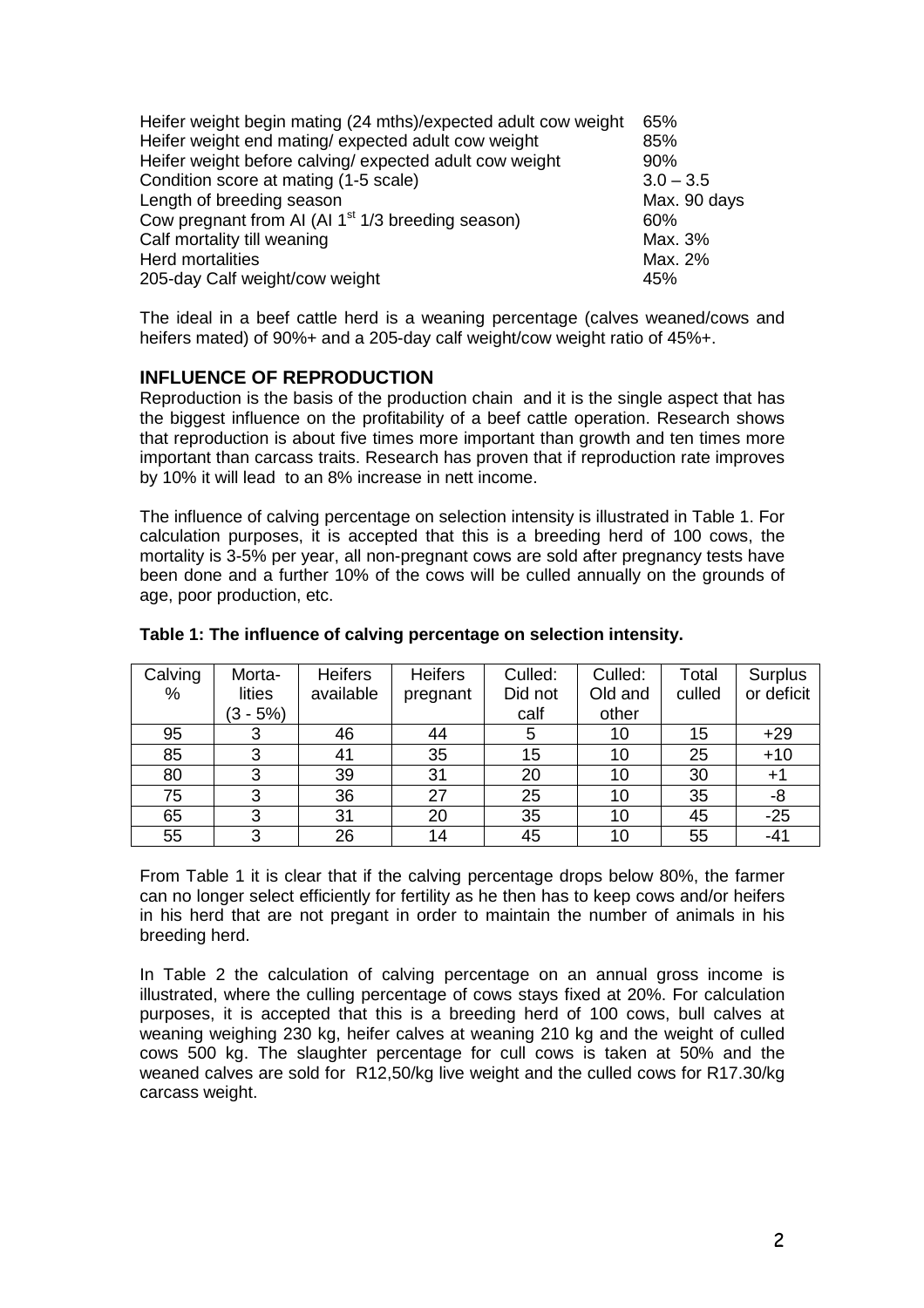| | |
|---|---|
| Heifer weight begin mating (24 mths)/expected adult cow weight | 65% |
| Heifer weight end mating/ expected adult cow weight | 85% |
| Heifer weight before calving/ expected adult cow weight | 90% |
| Condition score at mating (1-5 scale) | 3.0 – 3.5 |
| Length of breeding season | Max. 90 days |
| Cow pregnant from AI (AI 1st 1/3 breeding season) | 60% |
| Calf mortality till weaning | Max. 3% |
| Herd mortalities | Max. 2% |
| 205-day Calf weight/cow weight | 45% |

The ideal in a beef cattle herd is a weaning percentage (calves weaned/cows and heifers mated) of 90%+ and a 205-day calf weight/cow weight ratio of 45%+.

## INFLUENCE OF REPRODUCTION

Reproduction is the basis of the production chain and it is the single aspect that has the biggest influence on the profitability of a beef cattle operation. Research shows that reproduction is about five times more important than growth and ten times more important than carcass traits. Research has proven that if reproduction rate improves by 10% it will lead to an 8% increase in nett income.

The influence of calving percentage on selection intensity is illustrated in Table 1. For calculation purposes, it is accepted that this is a breeding herd of 100 cows, the mortality is 3-5% per year, all non-pregnant cows are sold after pregnancy tests have been done and a further 10% of the cows will be culled annually on the grounds of age, poor production, etc.

**Table 1: The influence of calving percentage on selection intensity.**

| Calving % | Morta-lities (3 - 5%) | Heifers available | Heifers pregnant | Culled: Did not calf | Culled: Old and other | Total culled | Surplus or deficit |
|---|---|---|---|---|---|---|---|
| 95 | 3 | 46 | 44 | 5 | 10 | 15 | +29 |
| 85 | 3 | 41 | 35 | 15 | 10 | 25 | +10 |
| 80 | 3 | 39 | 31 | 20 | 10 | 30 | +1 |
| 75 | 3 | 36 | 27 | 25 | 10 | 35 | -8 |
| 65 | 3 | 31 | 20 | 35 | 10 | 45 | -25 |
| 55 | 3 | 26 | 14 | 45 | 10 | 55 | -41 |

From Table 1 it is clear that if the calving percentage drops below 80%, the farmer can no longer select efficiently for fertility as he then has to keep cows and/or heifers in his herd that are not pregant in order to maintain the number of animals in his breeding herd.

In Table 2 the calculation of calving percentage on an annual gross income is illustrated, where the culling percentage of cows stays fixed at 20%. For calculation purposes, it is accepted that this is a breeding herd of 100 cows, bull calves at weaning weighing 230 kg, heifer calves at weaning 210 kg and the weight of culled cows 500 kg. The slaughter percentage for cull cows is taken at 50% and the weaned calves are sold for R12,50/kg live weight and the culled cows for R17.30/kg carcass weight.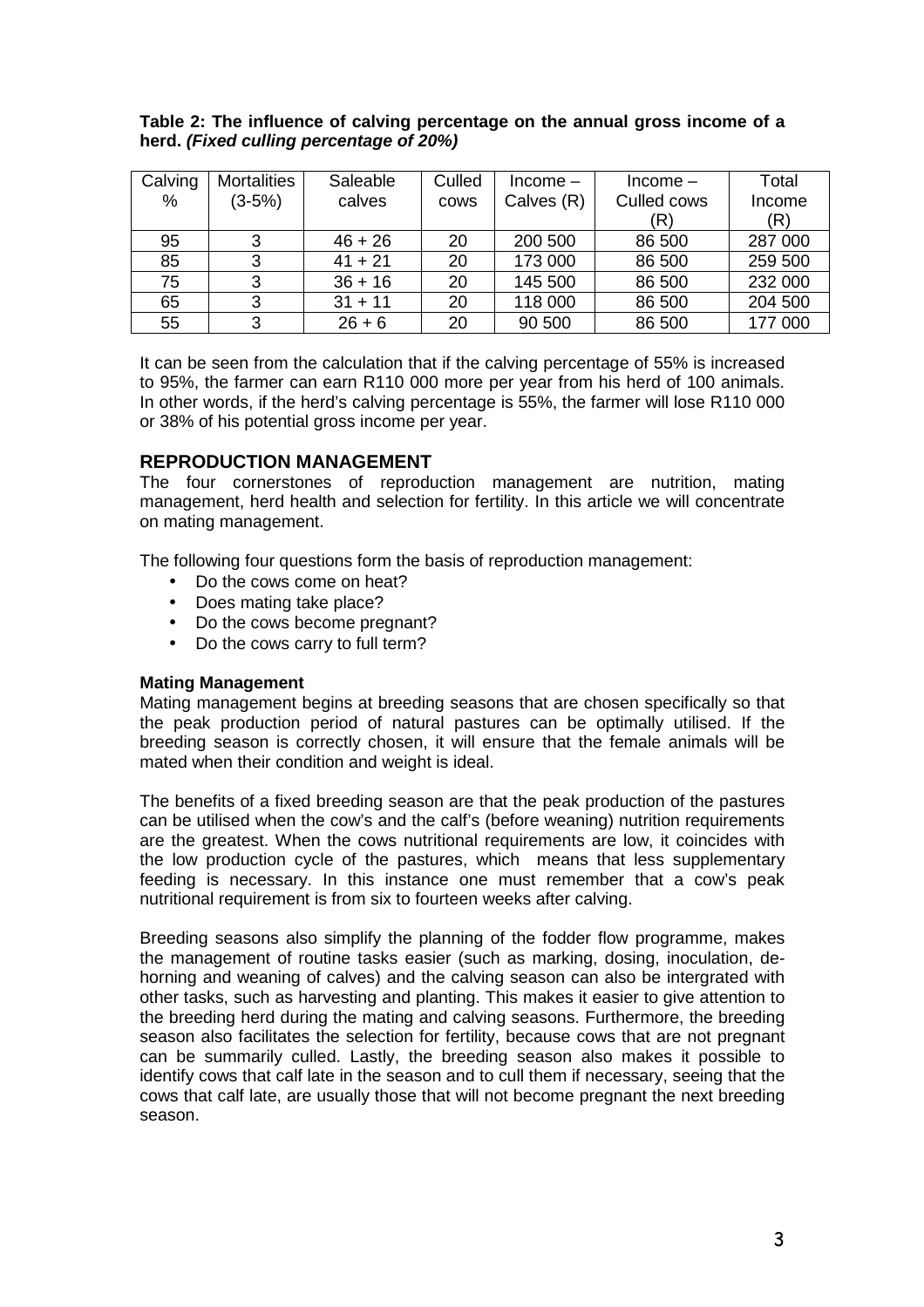**Table 2: The influence of calving percentage on the annual gross income of a herd. *(Fixed culling percentage of 20%)***

| Calving % | Mortalities (3-5%) | Saleable calves | Culled cows | Income – Calves (R) | Income – Culled cows (R) | Total Income (R) |
|---|---|---|---|---|---|---|
| 95 | 3 | 46 + 26 | 20 | 200 500 | 86 500 | 287 000 |
| 85 | 3 | 41 + 21 | 20 | 173 000 | 86 500 | 259 500 |
| 75 | 3 | 36 + 16 | 20 | 145 500 | 86 500 | 232 000 |
| 65 | 3 | 31 + 11 | 20 | 118 000 | 86 500 | 204 500 |
| 55 | 3 | 26 + 6 | 20 | 90 500 | 86 500 | 177 000 |

It can be seen from the calculation that if the calving percentage of 55% is increased to 95%, the farmer can earn R110 000 more per year from his herd of 100 animals. In other words, if the herd's calving percentage is 55%, the farmer will lose R110 000 or 38% of his potential gross income per year.

## REPRODUCTION MANAGEMENT

The four cornerstones of reproduction management are nutrition, mating management, herd health and selection for fertility. In this article we will concentrate on mating management.

The following four questions form the basis of reproduction management:

- Do the cows come on heat?
- Does mating take place?
- Do the cows become pregnant?
- Do the cows carry to full term?

### Mating Management

Mating management begins at breeding seasons that are chosen specifically so that the peak production period of natural pastures can be optimally utilised. If the breeding season is correctly chosen, it will ensure that the female animals will be mated when their condition and weight is ideal.

The benefits of a fixed breeding season are that the peak production of the pastures can be utilised when the cow's and the calf's (before weaning) nutrition requirements are the greatest. When the cows nutritional requirements are low, it coincides with the low production cycle of the pastures, which means that less supplementary feeding is necessary. In this instance one must remember that a cow's peak nutritional requirement is from six to fourteen weeks after calving.

Breeding seasons also simplify the planning of the fodder flow programme, makes the management of routine tasks easier (such as marking, dosing, inoculation, de-horning and weaning of calves) and the calving season can also be intergrated with other tasks, such as harvesting and planting. This makes it easier to give attention to the breeding herd during the mating and calving seasons. Furthermore, the breeding season also facilitates the selection for fertility, because cows that are not pregnant can be summarily culled. Lastly, the breeding season also makes it possible to identify cows that calf late in the season and to cull them if necessary, seeing that the cows that calf late, are usually those that will not become pregnant the next breeding season.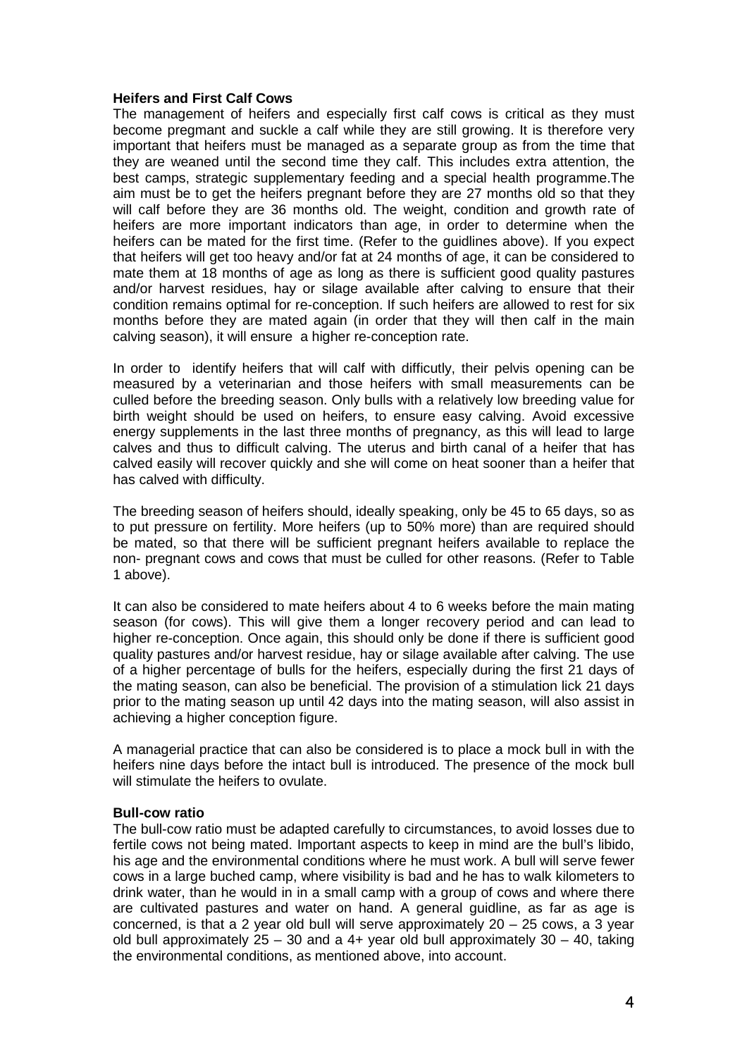**Heifers and First Calf Cows**

The management of heifers and especially first calf cows is critical as they must become pregmant and suckle a calf while they are still growing. It is therefore very important that heifers must be managed as a separate group as from the time that they are weaned until the second time they calf. This includes extra attention, the best camps, strategic supplementary feeding and a special health programme.The aim must be to get the heifers pregnant before they are 27 months old so that they will calf before they are 36 months old. The weight, condition and growth rate of heifers are more important indicators than age, in order to determine when the heifers can be mated for the first time. (Refer to the guidlines above). If you expect that heifers will get too heavy and/or fat at 24 months of age, it can be considered to mate them at 18 months of age as long as there is sufficient good quality pastures and/or harvest residues, hay or silage available after calving to ensure that their condition remains optimal for re-conception. If such heifers are allowed to rest for six months before they are mated again (in order that they will then calf in the main calving season), it will ensure a higher re-conception rate.

In order to identify heifers that will calf with difficutly, their pelvis opening can be measured by a veterinarian and those heifers with small measurements can be culled before the breeding season. Only bulls with a relatively low breeding value for birth weight should be used on heifers, to ensure easy calving. Avoid excessive energy supplements in the last three months of pregnancy, as this will lead to large calves and thus to difficult calving. The uterus and birth canal of a heifer that has calved easily will recover quickly and she will come on heat sooner than a heifer that has calved with difficulty.

The breeding season of heifers should, ideally speaking, only be 45 to 65 days, so as to put pressure on fertility. More heifers (up to 50% more) than are required should be mated, so that there will be sufficient pregnant heifers available to replace the non- pregnant cows and cows that must be culled for other reasons. (Refer to Table 1 above).

It can also be considered to mate heifers about 4 to 6 weeks before the main mating season (for cows). This will give them a longer recovery period and can lead to higher re-conception. Once again, this should only be done if there is sufficient good quality pastures and/or harvest residue, hay or silage available after calving. The use of a higher percentage of bulls for the heifers, especially during the first 21 days of the mating season, can also be beneficial. The provision of a stimulation lick 21 days prior to the mating season up until 42 days into the mating season, will also assist in achieving a higher conception figure.

A managerial practice that can also be considered is to place a mock bull in with the heifers nine days before the intact bull is introduced. The presence of the mock bull will stimulate the heifers to ovulate.

**Bull-cow ratio**

The bull-cow ratio must be adapted carefully to circumstances, to avoid losses due to fertile cows not being mated. Important aspects to keep in mind are the bull's libido, his age and the environmental conditions where he must work. A bull will serve fewer cows in a large buched camp, where visibility is bad and he has to walk kilometers to drink water, than he would in in a small camp with a group of cows and where there are cultivated pastures and water on hand. A general guideline, as far as age is concerned, is that a 2 year old bull will serve approximately 20 – 25 cows, a 3 year old bull approximately 25 – 30 and a 4+ year old bull approximately 30 – 40, taking the environmental conditions, as mentioned above, into account.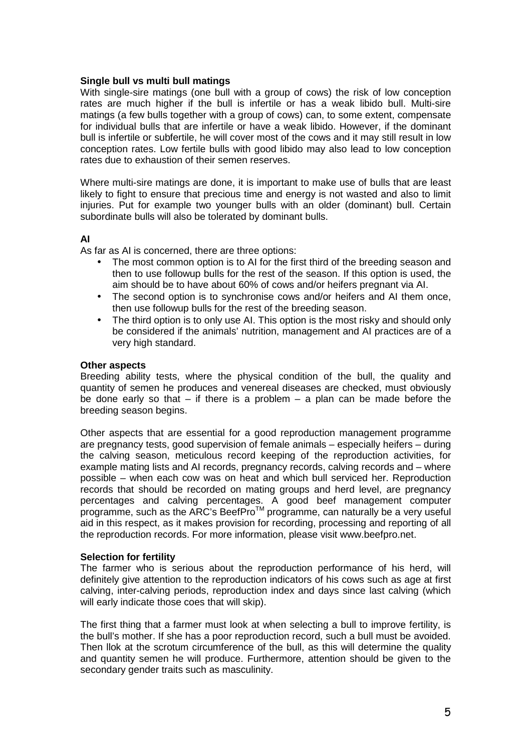**Single bull vs multi bull matings**

With single-sire matings (one bull with a group of cows) the risk of low conception rates are much higher if the bull is infertile or has a weak libido bull. Multi-sire matings (a few bulls together with a group of cows) can, to some extent, compensate for individual bulls that are infertile or have a weak libido. However, if the dominant bull is infertile or subfertile, he will cover most of the cows and it may still result in low conception rates. Low fertile bulls with good libido may also lead to low conception rates due to exhaustion of their semen reserves.

Where multi-sire matings are done, it is important to make use of bulls that are least likely to fight to ensure that precious time and energy is not wasted and also to limit injuries. Put for example two younger bulls with an older (dominant) bull. Certain subordinate bulls will also be tolerated by dominant bulls.

**AI**

As far as AI is concerned, there are three options:

- The most common option is to AI for the first third of the breeding season and then to use followup bulls for the rest of the season. If this option is used, the aim should be to have about 60% of cows and/or heifers pregnant via AI.
- The second option is to synchronise cows and/or heifers and AI them once, then use followup bulls for the rest of the breeding season.
- The third option is to only use AI. This option is the most risky and should only be considered if the animals' nutrition, management and AI practices are of a very high standard.

**Other aspects**

Breeding ability tests, where the physical condition of the bull, the quality and quantity of semen he produces and venereal diseases are checked, must obviously be done early so that – if there is a problem – a plan can be made before the breeding season begins.

Other aspects that are essential for a good reproduction management programme are pregnancy tests, good supervision of female animals – especially heifers – during the calving season, meticulous record keeping of the reproduction activities, for example mating lists and AI records, pregnancy records, calving records and – where possible – when each cow was on heat and which bull serviced her. Reproduction records that should be recorded on mating groups and herd level, are pregnancy percentages and calving percentages. A good beef management computer programme, such as the ARC's BeefPro™ programme, can naturally be a very useful aid in this respect, as it makes provision for recording, processing and reporting of all the reproduction records. For more information, please visit www.beefpro.net.

**Selection for fertility**

The farmer who is serious about the reproduction performance of his herd, will definitely give attention to the reproduction indicators of his cows such as age at first calving, inter-calving periods, reproduction index and days since last calving (which will early indicate those coes that will skip).

The first thing that a farmer must look at when selecting a bull to improve fertility, is the bull's mother. If she has a poor reproduction record, such a bull must be avoided. Then llok at the scrotum circumference of the bull, as this will determine the quality and quantity semen he will produce. Furthermore, attention should be given to the secondary gender traits such as masculinity.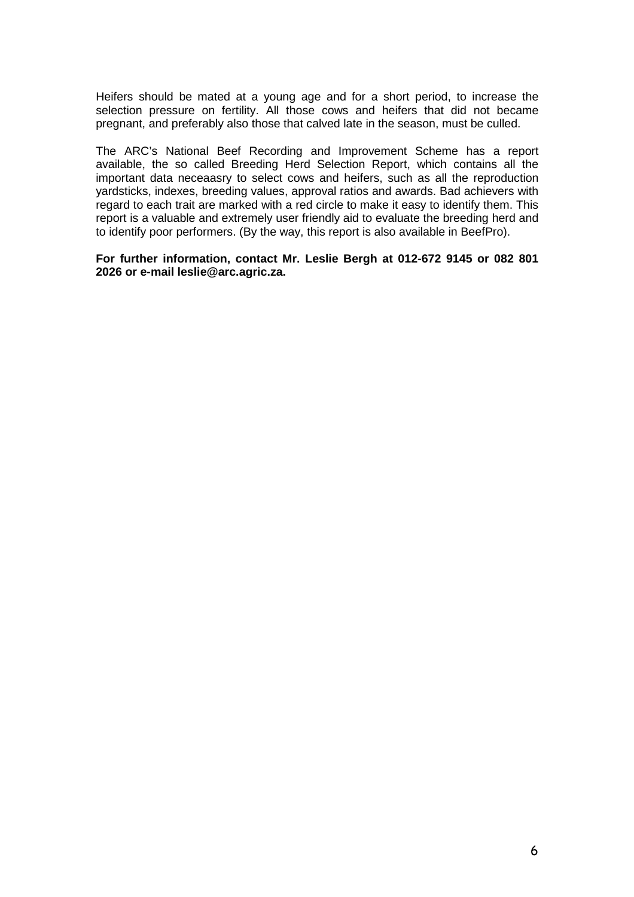Heifers should be mated at a young age and for a short period, to increase the selection pressure on fertility. All those cows and heifers that did not became pregnant, and preferably also those that calved late in the season, must be culled.

The ARC's National Beef Recording and Improvement Scheme has a report available, the so called Breeding Herd Selection Report, which contains all the important data neceaasry to select cows and heifers, such as all the reproduction yardsticks, indexes, breeding values, approval ratios and awards. Bad achievers with regard to each trait are marked with a red circle to make it easy to identify them. This report is a valuable and extremely user friendly aid to evaluate the breeding herd and to identify poor performers. (By the way, this report is also available in BeefPro).

**For further information, contact Mr. Leslie Bergh at 012-672 9145 or 082 801 2026 or e-mail leslie@arc.agric.za.**